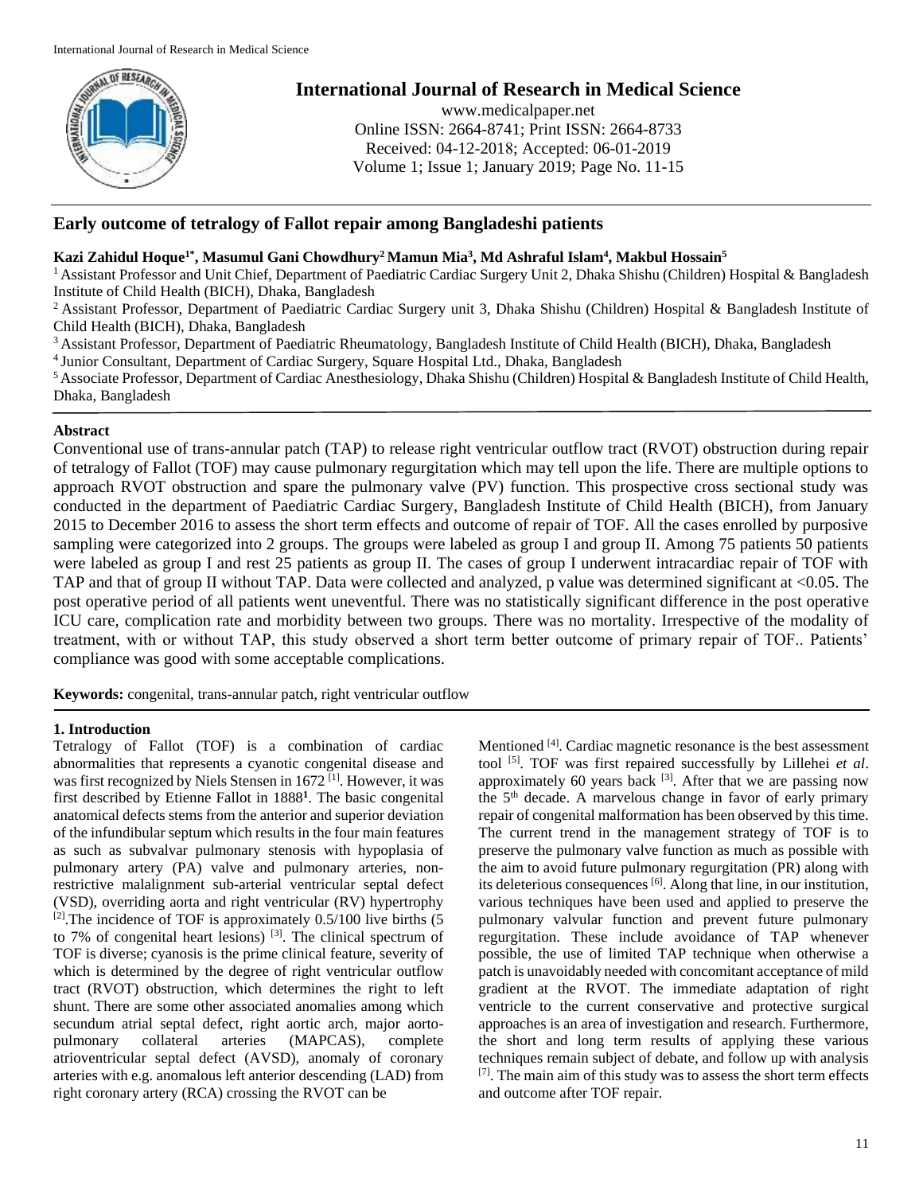# Early outcome of tetralogy of Fallot repair among Bangladeshi patients

**Kazi Zahidul Hoque[1*], Masumul Gani Chowdhury[2] Mamun Mia[3], Md Ashraful Islam[4], Makbul Hossain[5]**

[1] Assistant Professor and Unit Chief, Department of Paediatric Cardiac Surgery Unit 2, Dhaka Shishu (Children) Hospital & Bangladesh Institute of Child Health (BICH), Dhaka, Bangladesh

[2] Assistant Professor, Department of Paediatric Cardiac Surgery unit 3, Dhaka Shishu (Children) Hospital & Bangladesh Institute of Child Health (BICH), Dhaka, Bangladesh

[3] Assistant Professor, Department of Paediatric Rheumatology, Bangladesh Institute of Child Health (BICH), Dhaka, Bangladesh

[4] Junior Consultant, Department of Cardiac Surgery, Square Hospital Ltd., Dhaka, Bangladesh

[5] Associate Professor, Department of Cardiac Anesthesiology, Dhaka Shishu (Children) Hospital & Bangladesh Institute of Child Health, Dhaka, Bangladesh

## Abstract

Conventional use of trans-annular patch (TAP) to release right ventricular outflow tract (RVOT) obstruction during repair of tetralogy of Fallot (TOF) may cause pulmonary regurgitation which may tell upon the life. There are multiple options to approach RVOT obstruction and spare the pulmonary valve (PV) function. This prospective cross sectional study was conducted in the department of Paediatric Cardiac Surgery, Bangladesh Institute of Child Health (BICH), from January 2015 to December 2016 to assess the short term effects and outcome of repair of TOF. All the cases enrolled by purposive sampling were categorized into 2 groups. The groups were labeled as group I and group II. Among 75 patients 50 patients were labeled as group I and rest 25 patients as group II. The cases of group I underwent intracardiac repair of TOF with TAP and that of group II without TAP. Data were collected and analyzed, p value was determined significant at <0.05. The post operative period of all patients went uneventful. There was no statistically significant difference in the post operative ICU care, complication rate and morbidity between two groups. There was no mortality. Irrespective of the modality of treatment, with or without TAP, this study observed a short term better outcome of primary repair of TOF.. Patients' compliance was good with some acceptable complications.

**Keywords:** congenital, trans-annular patch, right ventricular outflow

## 1. Introduction

Tetralogy of Fallot (TOF) is a combination of cardiac abnormalities that represents a cyanotic congenital disease and was first recognized by Niels Stensen in 1672 [1]. However, it was first described by Etienne Fallot in 1888**[1]**. The basic congenital anatomical defects stems from the anterior and superior deviation of the infundibular septum which results in the four main features as such as subvalvar pulmonary stenosis with hypoplasia of pulmonary artery (PA) valve and pulmonary arteries, non-restrictive malalignment sub-arterial ventricular septal defect (VSD), overriding aorta and right ventricular (RV) hypertrophy [2].The incidence of TOF is approximately 0.5/100 live births (5 to 7% of congenital heart lesions) [3]. The clinical spectrum of TOF is diverse; cyanosis is the prime clinical feature, severity of which is determined by the degree of right ventricular outflow tract (RVOT) obstruction, which determines the right to left shunt. There are some other associated anomalies among which secundum atrial septal defect, right aortic arch, major aorto-pulmonary collateral arteries (MAPCAS), complete atrioventricular septal defect (AVSD), anomaly of coronary arteries with e.g. anomalous left anterior descending (LAD) from right coronary artery (RCA) crossing the RVOT can be Mentioned [4]. Cardiac magnetic resonance is the best assessment tool [5]. TOF was first repaired successfully by Lillehei *et al*. approximately 60 years back [3]. After that we are passing now the 5th decade. A marvelous change in favor of early primary repair of congenital malformation has been observed by this time. The current trend in the management strategy of TOF is to preserve the pulmonary valve function as much as possible with the aim to avoid future pulmonary regurgitation (PR) along with its deleterious consequences [6]. Along that line, in our institution, various techniques have been used and applied to preserve the pulmonary valvular function and prevent future pulmonary regurgitation. These include avoidance of TAP whenever possible, the use of limited TAP technique when otherwise a patch is unavoidably needed with concomitant acceptance of mild gradient at the RVOT. The immediate adaptation of right ventricle to the current conservative and protective surgical approaches is an area of investigation and research. Furthermore, the short and long term results of applying these various techniques remain subject of debate, and follow up with analysis [7]. The main aim of this study was to assess the short term effects and outcome after TOF repair.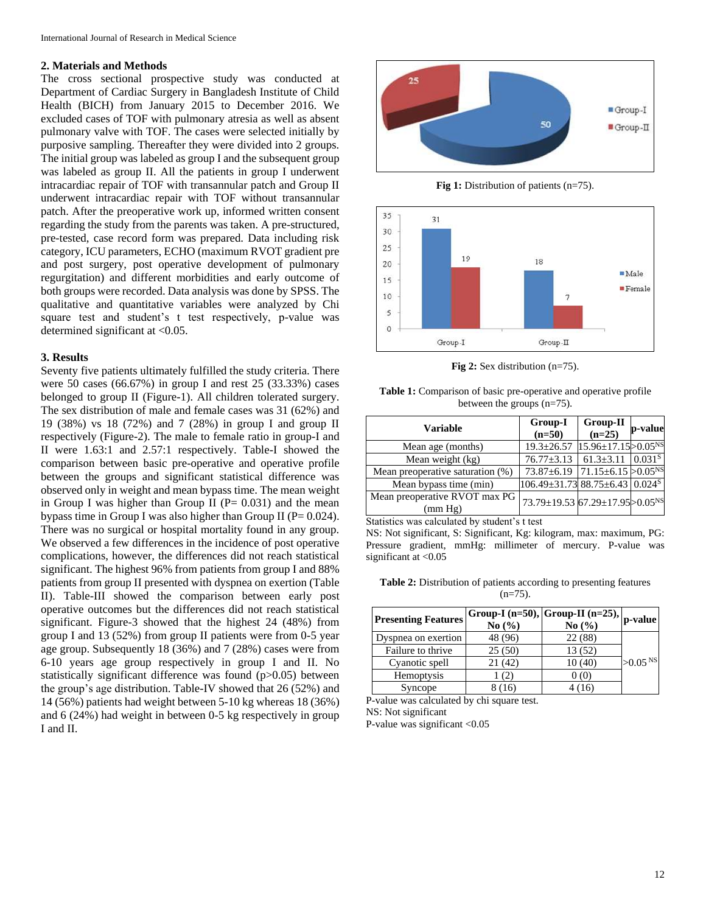## 2. Materials and Methods

The cross sectional prospective study was conducted at Department of Cardiac Surgery in Bangladesh Institute of Child Health (BICH) from January 2015 to December 2016. We excluded cases of TOF with pulmonary atresia as well as absent pulmonary valve with TOF. The cases were selected initially by purposive sampling. Thereafter they were divided into 2 groups. The initial group was labeled as group I and the subsequent group was labeled as group II. All the patients in group I underwent intracardiac repair of TOF with transannular patch and Group II underwent intracardiac repair with TOF without transannular patch. After the preoperative work up, informed written consent regarding the study from the parents was taken. A pre-structured, pre-tested, case record form was prepared. Data including risk category, ICU parameters, ECHO (maximum RVOT gradient pre and post surgery, post operative development of pulmonary regurgitation) and different morbidities and early outcome of both groups were recorded. Data analysis was done by SPSS. The qualitative and quantitative variables were analyzed by Chi square test and student's t test respectively, p-value was determined significant at <0.05.

## 3. Results

Seventy five patients ultimately fulfilled the study criteria. There were 50 cases (66.67%) in group I and rest 25 (33.33%) cases belonged to group II (Figure-1). All children tolerated surgery. The sex distribution of male and female cases was 31 (62%) and 19 (38%) vs 18 (72%) and 7 (28%) in group I and group II respectively (Figure-2). The male to female ratio in group-I and II were 1.63:1 and 2.57:1 respectively. Table-I showed the comparison between basic pre-operative and operative profile between the groups and significant statistical difference was observed only in weight and mean bypass time. The mean weight in Group I was higher than Group II (P= 0.031) and the mean bypass time in Group I was also higher than Group II (P= 0.024). There was no surgical or hospital mortality found in any group. We observed a few differences in the incidence of post operative complications, however, the differences did not reach statistical significant. The highest 96% from patients from group I and 88% patients from group II presented with dyspnea on exertion (Table II). Table-III showed the comparison between early post operative outcomes but the differences did not reach statistical significant. Figure-3 showed that the highest 24 (48%) from group I and 13 (52%) from group II patients were from 0-5 year age group. Subsequently 18 (36%) and 7 (28%) cases were from 6-10 years age group respectively in group I and II. No statistically significant difference was found (p>0.05) between the group's age distribution. Table-IV showed that 26 (52%) and 14 (56%) patients had weight between 5-10 kg whereas 18 (36%) and 6 (24%) had weight in between 0-5 kg respectively in group I and II.

**Fig 1:** Distribution of patients (n=75).

**Fig 2:** Sex distribution (n=75).

**Table 1:** Comparison of basic pre-operative and operative profile between the groups (n=75).

| Variable | Group-I (n=50) | Group-II (n=25) | p-value |
|---|---|---|---|
| Mean age (months) | 19.3±26.57 | 15.96±17.15 | >0.05[NS] |
| Mean weight (kg) | 76.77±3.13 | 61.3±3.11 | 0.031[S] |
| Mean preoperative saturation (%) | 73.87±6.19 | 71.15±6.15 | >0.05[NS] |
| Mean bypass time (min) | 106.49±31.73 | 88.75±6.43 | 0.024[S] |
| Mean preoperative RVOT max PG (mm Hg) | 73.79±19.53 | 67.29±17.95 | >0.05[NS] |

Statistics was calculated by student's t test
NS: Not significant, S: Significant, Kg: kilogram, max: maximum, PG: Pressure gradient, mmHg: millimeter of mercury. P-value was significant at <0.05

**Table 2:** Distribution of patients according to presenting features (n=75).

| Presenting Features | Group-I (n=50), No (%) | Group-II (n=25), No (%) | p-value |
|---|---|---|---|
| Dyspnea on exertion | 48 (96) | 22 (88) | >0.05 [NS] |
| Failure to thrive | 25 (50) | 13 (52) | |
| Cyanotic spell | 21 (42) | 10 (40) | |
| Hemoptysis | 1 (2) | 0 (0) | |
| Syncope | 8 (16) | 4 (16) | |

P-value was calculated by chi square test.
NS: Not significant
P-value was significant <0.05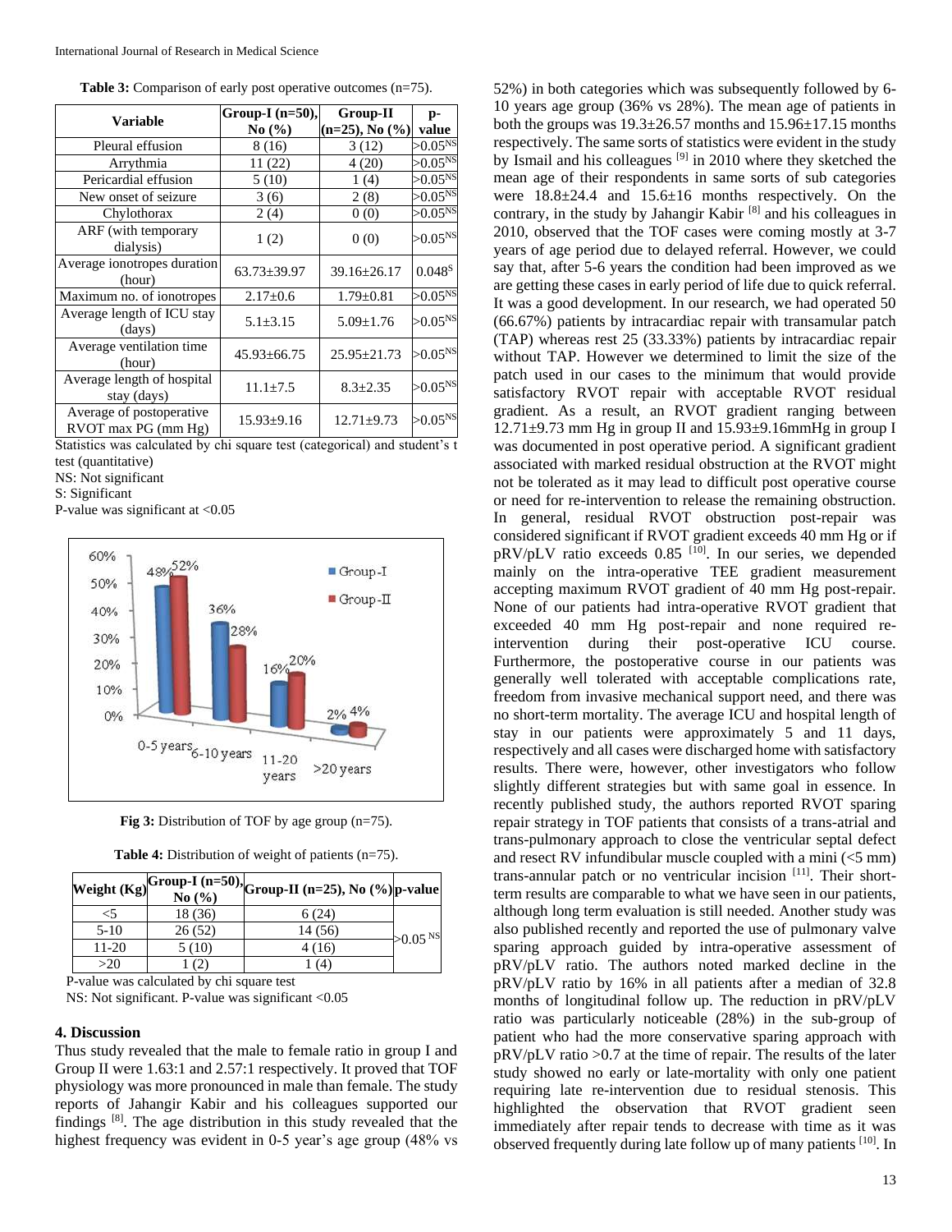**Table 3:** Comparison of early post operative outcomes (n=75).

| Variable | Group-I (n=50), No (%) | Group-II (n=25), No (%) | p-value |
|---|---|---|---|
| Pleural effusion | 8 (16) | 3 (12) | >0.05[NS] |
| Arrythmia | 11 (22) | 4 (20) | >0.05[NS] |
| Pericardial effusion | 5 (10) | 1 (4) | >0.05[NS] |
| New onset of seizure | 3 (6) | 2 (8) | >0.05[NS] |
| Chylothorax | 2 (4) | 0 (0) | >0.05[NS] |
| ARF (with temporary dialysis) | 1 (2) | 0 (0) | >0.05[NS] |
| Average ionotropes duration (hour) | 63.73±39.97 | 39.16±26.17 | 0.048[S] |
| Maximum no. of ionotropes | 2.17±0.6 | 1.79±0.81 | >0.05[NS] |
| Average length of ICU stay (days) | 5.1±3.15 | 5.09±1.76 | >0.05[NS] |
| Average ventilation time (hour) | 45.93±66.75 | 25.95±21.73 | >0.05[NS] |
| Average length of hospital stay (days) | 11.1±7.5 | 8.3±2.35 | >0.05[NS] |
| Average of postoperative RVOT max PG (mm Hg) | 15.93±9.16 | 12.71±9.73 | >0.05[NS] |

Statistics was calculated by chi square test (categorical) and student's t test (quantitative)
NS: Not significant
S: Significant
P-value was significant at <0.05

**Fig 3:** Distribution of TOF by age group (n=75).

**Table 4:** Distribution of weight of patients (n=75).

| Weight (Kg) | Group-I (n=50), No (%) | Group-II (n=25), No (%) | p-value |
|---|---|---|---|
| <5 | 18 (36) | 6 (24) | >0.05 [NS] |
| 5-10 | 26 (52) | 14 (56) | |
| 11-20 | 5 (10) | 4 (16) | |
| >20 | 1 (2) | 1 (4) | |

P-value was calculated by chi square test
NS: Not significant. P-value was significant <0.05

## 4. Discussion

Thus study revealed that the male to female ratio in group I and Group II were 1.63:1 and 2.57:1 respectively. It proved that TOF physiology was more pronounced in male than female. The study reports of Jahangir Kabir and his colleagues supported our findings [8]. The age distribution in this study revealed that the highest frequency was evident in 0-5 year's age group (48% vs 52%) in both categories which was subsequently followed by 6-10 years age group (36% vs 28%). The mean age of patients in both the groups was 19.3±26.57 months and 15.96±17.15 months respectively. The same sorts of statistics were evident in the study by Ismail and his colleagues [9] in 2010 where they sketched the mean age of their respondents in same sorts of sub categories were 18.8±24.4 and 15.6±16 months respectively. On the contrary, in the study by Jahangir Kabir [8] and his colleagues in 2010, observed that the TOF cases were coming mostly at 3-7 years of age period due to delayed referral. However, we could say that, after 5-6 years the condition had been improved as we are getting these cases in early period of life due to quick referral. It was a good development. In our research, we had operated 50 (66.67%) patients by intracardiac repair with transamular patch (TAP) whereas rest 25 (33.33%) patients by intracardiac repair without TAP. However we determined to limit the size of the patch used in our cases to the minimum that would provide satisfactory RVOT repair with acceptable RVOT residual gradient. As a result, an RVOT gradient ranging between 12.71±9.73 mm Hg in group II and 15.93±9.16mmHg in group I was documented in post operative period. A significant gradient associated with marked residual obstruction at the RVOT might not be tolerated as it may lead to difficult post operative course or need for re-intervention to release the remaining obstruction. In general, residual RVOT obstruction post-repair was considered significant if RVOT gradient exceeds 40 mm Hg or if pRV/pLV ratio exceeds 0.85 [10]. In our series, we depended mainly on the intra-operative TEE gradient measurement accepting maximum RVOT gradient of 40 mm Hg post-repair. None of our patients had intra-operative RVOT gradient that exceeded 40 mm Hg post-repair and none required re-intervention during their post-operative ICU course. Furthermore, the postoperative course in our patients was generally well tolerated with acceptable complications rate, freedom from invasive mechanical support need, and there was no short-term mortality. The average ICU and hospital length of stay in our patients were approximately 5 and 11 days, respectively and all cases were discharged home with satisfactory results. There were, however, other investigators who follow slightly different strategies but with same goal in essence. In recently published study, the authors reported RVOT sparing repair strategy in TOF patients that consists of a trans-atrial and trans-pulmonary approach to close the ventricular septal defect and resect RV infundibular muscle coupled with a mini (<5 mm) trans-annular patch or no ventricular incision [11]. Their short-term results are comparable to what we have seen in our patients, although long term evaluation is still needed. Another study was also published recently and reported the use of pulmonary valve sparing approach guided by intra-operative assessment of pRV/pLV ratio. The authors noted marked decline in the pRV/pLV ratio by 16% in all patients after a median of 32.8 months of longitudinal follow up. The reduction in pRV/pLV ratio was particularly noticeable (28%) in the sub-group of patient who had the more conservative sparing approach with pRV/pLV ratio >0.7 at the time of repair. The results of the later study showed no early or late-mortality with only one patient requiring late re-intervention due to residual stenosis. This highlighted the observation that RVOT gradient seen immediately after repair tends to decrease with time as it was observed frequently during late follow up of many patients [10]. In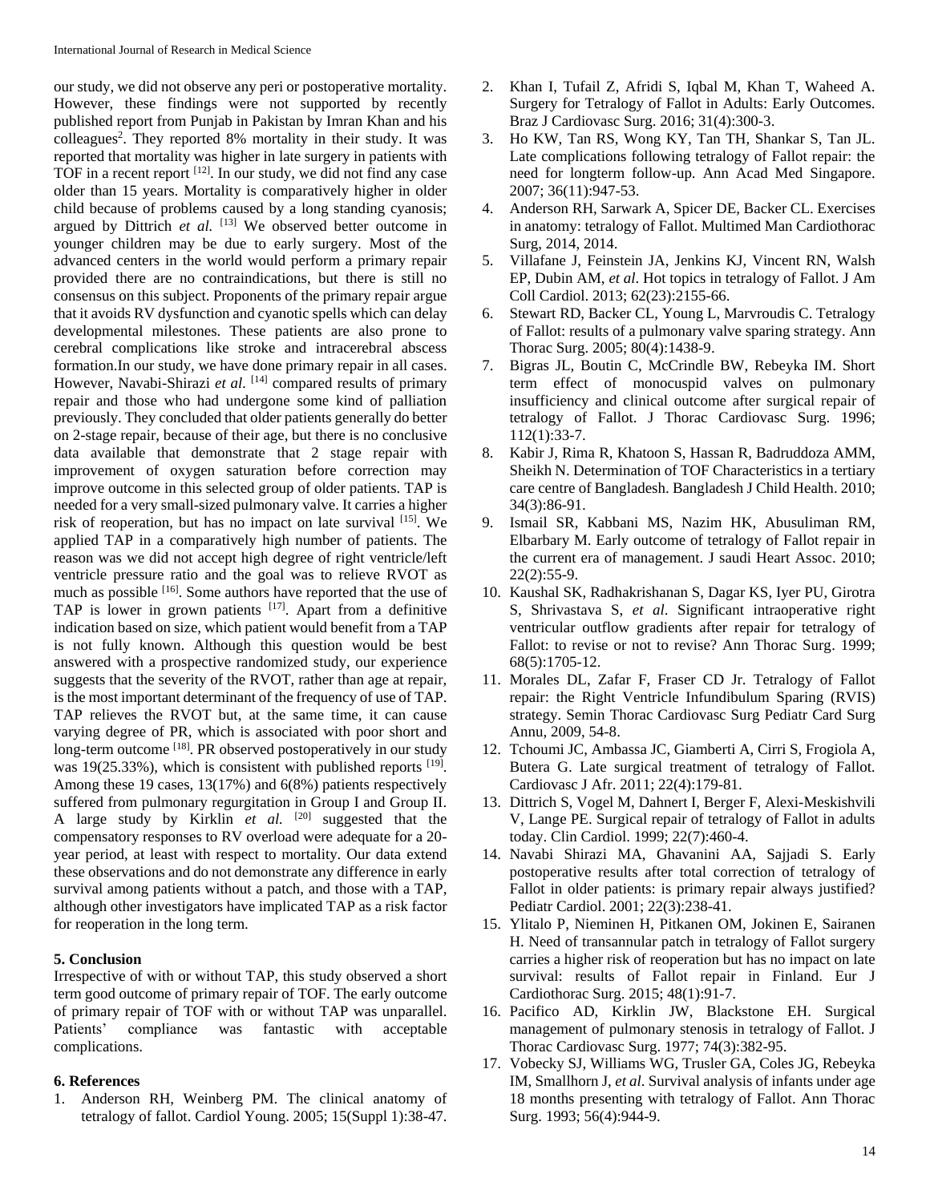our study, we did not observe any peri or postoperative mortality. However, these findings were not supported by recently published report from Punjab in Pakistan by Imran Khan and his colleagues[2]. They reported 8% mortality in their study. It was reported that mortality was higher in late surgery in patients with TOF in a recent report [12]. In our study, we did not find any case older than 15 years. Mortality is comparatively higher in older child because of problems caused by a long standing cyanosis; argued by Dittrich *et al.* [13] We observed better outcome in younger children may be due to early surgery. Most of the advanced centers in the world would perform a primary repair provided there are no contraindications, but there is still no consensus on this subject. Proponents of the primary repair argue that it avoids RV dysfunction and cyanotic spells which can delay developmental milestones. These patients are also prone to cerebral complications like stroke and intracerebral abscess formation.In our study, we have done primary repair in all cases. However, Navabi-Shirazi *et al.* [14] compared results of primary repair and those who had undergone some kind of palliation previously. They concluded that older patients generally do better on 2-stage repair, because of their age, but there is no conclusive data available that demonstrate that 2 stage repair with improvement of oxygen saturation before correction may improve outcome in this selected group of older patients. TAP is needed for a very small-sized pulmonary valve. It carries a higher risk of reoperation, but has no impact on late survival [15]. We applied TAP in a comparatively high number of patients. The reason was we did not accept high degree of right ventricle/left ventricle pressure ratio and the goal was to relieve RVOT as much as possible [16]. Some authors have reported that the use of TAP is lower in grown patients [17]. Apart from a definitive indication based on size, which patient would benefit from a TAP is not fully known. Although this question would be best answered with a prospective randomized study, our experience suggests that the severity of the RVOT, rather than age at repair, is the most important determinant of the frequency of use of TAP. TAP relieves the RVOT but, at the same time, it can cause varying degree of PR, which is associated with poor short and long-term outcome [18]. PR observed postoperatively in our study was 19(25.33%), which is consistent with published reports [19]. Among these 19 cases, 13(17%) and 6(8%) patients respectively suffered from pulmonary regurgitation in Group I and Group II. A large study by Kirklin *et al.* [20] suggested that the compensatory responses to RV overload were adequate for a 20-year period, at least with respect to mortality. Our data extend these observations and do not demonstrate any difference in early survival among patients without a patch, and those with a TAP, although other investigators have implicated TAP as a risk factor for reoperation in the long term.

## 5. Conclusion

Irrespective of with or without TAP, this study observed a short term good outcome of primary repair of TOF. The early outcome of primary repair of TOF with or without TAP was unparallel. Patients' compliance was fantastic with acceptable complications.

## 6. References

1. Anderson RH, Weinberg PM. The clinical anatomy of tetralogy of fallot. Cardiol Young. 2005; 15(Suppl 1):38-47.
2. Khan I, Tufail Z, Afridi S, Iqbal M, Khan T, Waheed A. Surgery for Tetralogy of Fallot in Adults: Early Outcomes. Braz J Cardiovasc Surg. 2016; 31(4):300-3.
3. Ho KW, Tan RS, Wong KY, Tan TH, Shankar S, Tan JL. Late complications following tetralogy of Fallot repair: the need for longterm follow-up. Ann Acad Med Singapore. 2007; 36(11):947-53.
4. Anderson RH, Sarwark A, Spicer DE, Backer CL. Exercises in anatomy: tetralogy of Fallot. Multimed Man Cardiothorac Surg, 2014, 2014.
5. Villafane J, Feinstein JA, Jenkins KJ, Vincent RN, Walsh EP, Dubin AM, *et al*. Hot topics in tetralogy of Fallot. J Am Coll Cardiol. 2013; 62(23):2155-66.
6. Stewart RD, Backer CL, Young L, Marvroudis C. Tetralogy of Fallot: results of a pulmonary valve sparing strategy. Ann Thorac Surg. 2005; 80(4):1438-9.
7. Bigras JL, Boutin C, McCrindle BW, Rebeyka IM. Short term effect of monocuspid valves on pulmonary insufficiency and clinical outcome after surgical repair of tetralogy of Fallot. J Thorac Cardiovasc Surg. 1996; 112(1):33-7.
8. Kabir J, Rima R, Khatoon S, Hassan R, Badruddoza AMM, Sheikh N. Determination of TOF Characteristics in a tertiary care centre of Bangladesh. Bangladesh J Child Health. 2010; 34(3):86-91.
9. Ismail SR, Kabbani MS, Nazim HK, Abusuliman RM, Elbarbary M. Early outcome of tetralogy of Fallot repair in the current era of management. J saudi Heart Assoc. 2010; 22(2):55-9.
10. Kaushal SK, Radhakrishanan S, Dagar KS, Iyer PU, Girotra S, Shrivastava S, *et al*. Significant intraoperative right ventricular outflow gradients after repair for tetralogy of Fallot: to revise or not to revise? Ann Thorac Surg. 1999; 68(5):1705-12.
11. Morales DL, Zafar F, Fraser CD Jr. Tetralogy of Fallot repair: the Right Ventricle Infundibulum Sparing (RVIS) strategy. Semin Thorac Cardiovasc Surg Pediatr Card Surg Annu, 2009, 54-8.
12. Tchoumi JC, Ambassa JC, Giamberti A, Cirri S, Frogiola A, Butera G. Late surgical treatment of tetralogy of Fallot. Cardiovasc J Afr. 2011; 22(4):179-81.
13. Dittrich S, Vogel M, Dahnert I, Berger F, Alexi-Meskishvili V, Lange PE. Surgical repair of tetralogy of Fallot in adults today. Clin Cardiol. 1999; 22(7):460-4.
14. Navabi Shirazi MA, Ghavanini AA, Sajjadi S. Early postoperative results after total correction of tetralogy of Fallot in older patients: is primary repair always justified? Pediatr Cardiol. 2001; 22(3):238-41.
15. Ylitalo P, Nieminen H, Pitkanen OM, Jokinen E, Sairanen H. Need of transannular patch in tetralogy of Fallot surgery carries a higher risk of reoperation but has no impact on late survival: results of Fallot repair in Finland. Eur J Cardiothorac Surg. 2015; 48(1):91-7.
16. Pacifico AD, Kirklin JW, Blackstone EH. Surgical management of pulmonary stenosis in tetralogy of Fallot. J Thorac Cardiovasc Surg. 1977; 74(3):382-95.
17. Vobecky SJ, Williams WG, Trusler GA, Coles JG, Rebeyka IM, Smallhorn J, *et al*. Survival analysis of infants under age 18 months presenting with tetralogy of Fallot. Ann Thorac Surg. 1993; 56(4):944-9.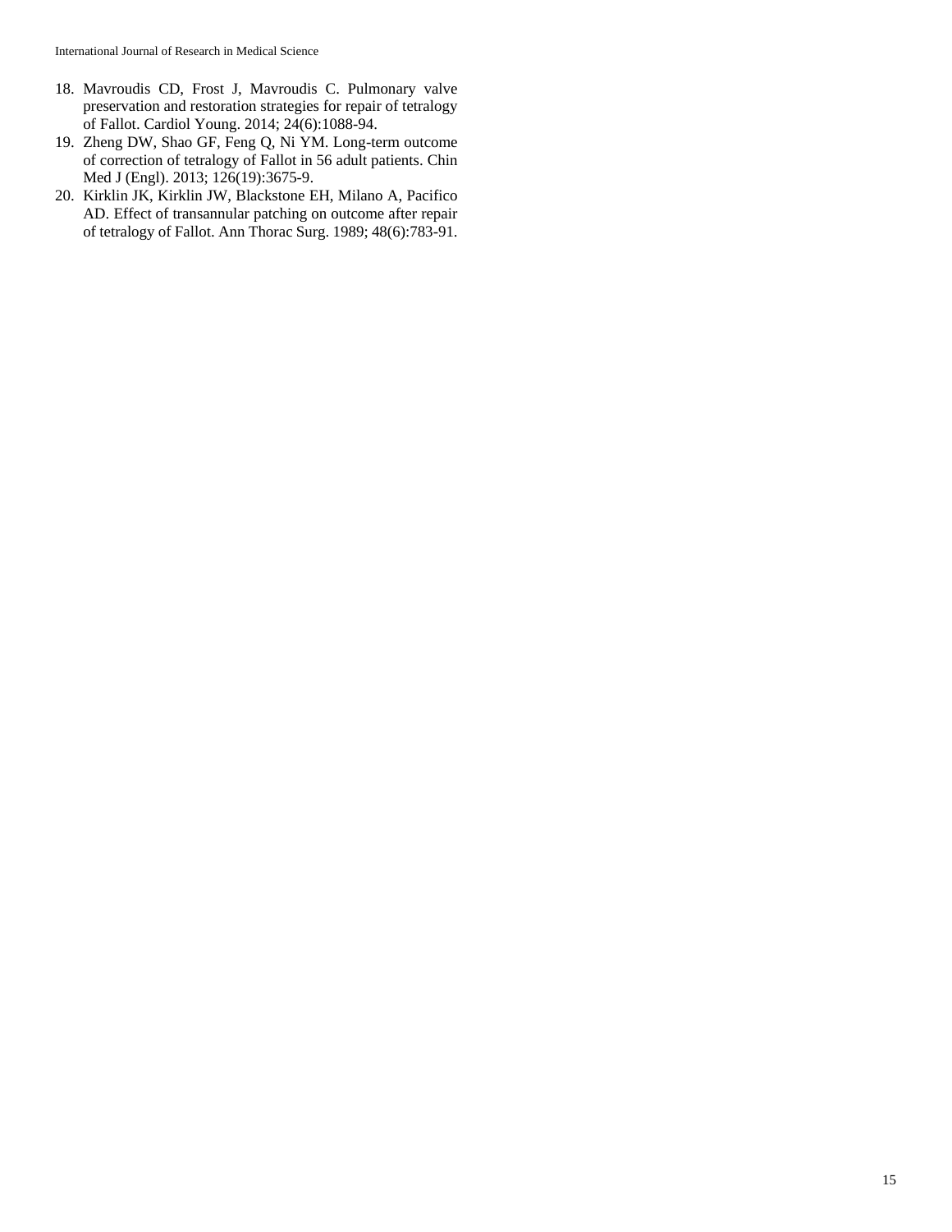18. Mavroudis CD, Frost J, Mavroudis C. Pulmonary valve preservation and restoration strategies for repair of tetralogy of Fallot. Cardiol Young. 2014; 24(6):1088-94.
19. Zheng DW, Shao GF, Feng Q, Ni YM. Long-term outcome of correction of tetralogy of Fallot in 56 adult patients. Chin Med J (Engl). 2013; 126(19):3675-9.
20. Kirklin JK, Kirklin JW, Blackstone EH, Milano A, Pacifico AD. Effect of transannular patching on outcome after repair of tetralogy of Fallot. Ann Thorac Surg. 1989; 48(6):783-91.